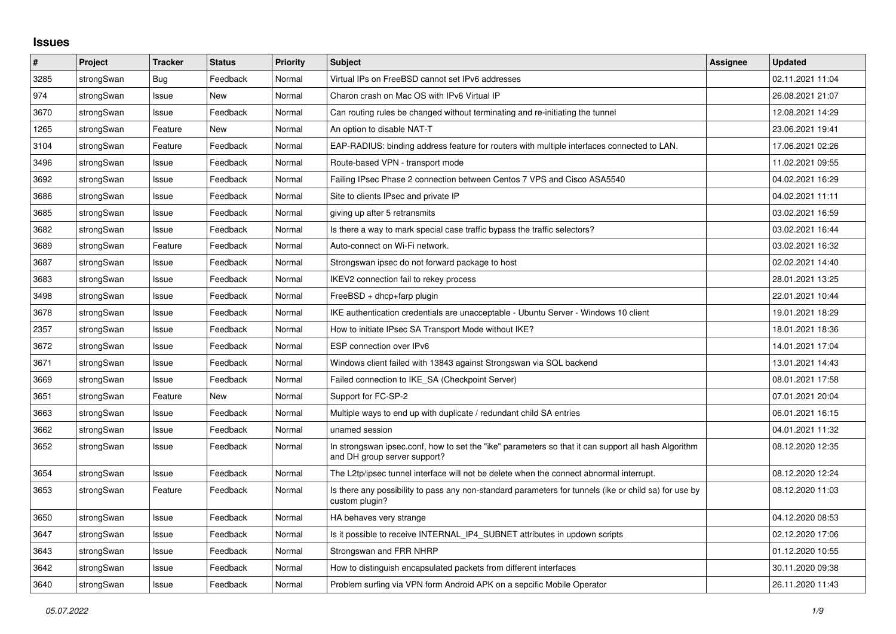# Issues

| # | Project | Tracker | Status | Priority | Subject | Assignee | Updated |
|---|---|---|---|---|---|---|---|
| 3285 | strongSwan | Bug | Feedback | Normal | Virtual IPs on FreeBSD cannot set IPv6 addresses | | 02.11.2021 11:04 |
| 974 | strongSwan | Issue | New | Normal | Charon crash on Mac OS with IPv6 Virtual IP | | 26.08.2021 21:07 |
| 3670 | strongSwan | Issue | Feedback | Normal | Can routing rules be changed without terminating and re-initiating the tunnel | | 12.08.2021 14:29 |
| 1265 | strongSwan | Feature | New | Normal | An option to disable NAT-T | | 23.06.2021 19:41 |
| 3104 | strongSwan | Feature | Feedback | Normal | EAP-RADIUS: binding address feature for routers with multiple interfaces connected to LAN. | | 17.06.2021 02:26 |
| 3496 | strongSwan | Issue | Feedback | Normal | Route-based VPN - transport mode | | 11.02.2021 09:55 |
| 3692 | strongSwan | Issue | Feedback | Normal | Failing IPsec Phase 2 connection between Centos 7 VPS and Cisco ASA5540 | | 04.02.2021 16:29 |
| 3686 | strongSwan | Issue | Feedback | Normal | Site to clients IPsec and private IP | | 04.02.2021 11:11 |
| 3685 | strongSwan | Issue | Feedback | Normal | giving up after 5 retransmits | | 03.02.2021 16:59 |
| 3682 | strongSwan | Issue | Feedback | Normal | Is there a way to mark special case traffic bypass the traffic selectors? | | 03.02.2021 16:44 |
| 3689 | strongSwan | Feature | Feedback | Normal | Auto-connect on Wi-Fi network. | | 03.02.2021 16:32 |
| 3687 | strongSwan | Issue | Feedback | Normal | Strongswan ipsec do not forward package to host | | 02.02.2021 14:40 |
| 3683 | strongSwan | Issue | Feedback | Normal | IKEV2 connection fail to rekey process | | 28.01.2021 13:25 |
| 3498 | strongSwan | Issue | Feedback | Normal | FreeBSD + dhcp+farp plugin | | 22.01.2021 10:44 |
| 3678 | strongSwan | Issue | Feedback | Normal | IKE authentication credentials are unacceptable - Ubuntu Server - Windows 10 client | | 19.01.2021 18:29 |
| 2357 | strongSwan | Issue | Feedback | Normal | How to initiate IPsec SA Transport Mode without IKE? | | 18.01.2021 18:36 |
| 3672 | strongSwan | Issue | Feedback | Normal | ESP connection over IPv6 | | 14.01.2021 17:04 |
| 3671 | strongSwan | Issue | Feedback | Normal | Windows client failed with 13843 against Strongswan via SQL backend | | 13.01.2021 14:43 |
| 3669 | strongSwan | Issue | Feedback | Normal | Failed connection to IKE_SA (Checkpoint Server) | | 08.01.2021 17:58 |
| 3651 | strongSwan | Feature | New | Normal | Support for FC-SP-2 | | 07.01.2021 20:04 |
| 3663 | strongSwan | Issue | Feedback | Normal | Multiple ways to end up with duplicate / redundant child SA entries | | 06.01.2021 16:15 |
| 3662 | strongSwan | Issue | Feedback | Normal | unamed session | | 04.01.2021 11:32 |
| 3652 | strongSwan | Issue | Feedback | Normal | In strongswan ipsec.conf, how to set the "ike" parameters so that it can support all hash Algorithm and DH group server support? | | 08.12.2020 12:35 |
| 3654 | strongSwan | Issue | Feedback | Normal | The L2tp/ipsec tunnel interface will not be delete when the connect abnormal interrupt. | | 08.12.2020 12:24 |
| 3653 | strongSwan | Feature | Feedback | Normal | Is there any possibility to pass any non-standard parameters for tunnels (ike or child sa) for use by custom plugin? | | 08.12.2020 11:03 |
| 3650 | strongSwan | Issue | Feedback | Normal | HA behaves very strange | | 04.12.2020 08:53 |
| 3647 | strongSwan | Issue | Feedback | Normal | Is it possible to receive INTERNAL_IP4_SUBNET attributes in updown scripts | | 02.12.2020 17:06 |
| 3643 | strongSwan | Issue | Feedback | Normal | Strongswan and FRR NHRP | | 01.12.2020 10:55 |
| 3642 | strongSwan | Issue | Feedback | Normal | How to distinguish encapsulated packets from different interfaces | | 30.11.2020 09:38 |
| 3640 | strongSwan | Issue | Feedback | Normal | Problem surfing via VPN form Android APK on a sepcific Mobile Operator | | 26.11.2020 11:43 |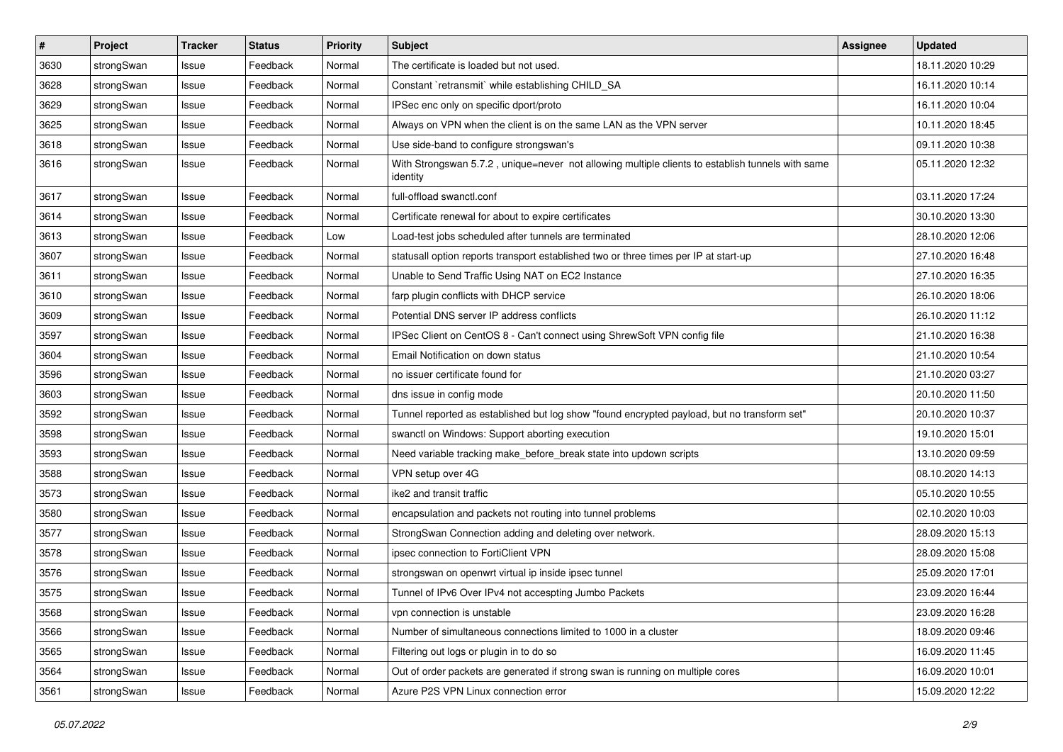| # | Project | Tracker | Status | Priority | Subject | Assignee | Updated |
|---|---|---|---|---|---|---|---|
| 3630 | strongSwan | Issue | Feedback | Normal | The certificate is loaded but not used. | | 18.11.2020 10:29 |
| 3628 | strongSwan | Issue | Feedback | Normal | Constant `retransmit` while establishing CHILD_SA | | 16.11.2020 10:14 |
| 3629 | strongSwan | Issue | Feedback | Normal | IPSec enc only on specific dport/proto | | 16.11.2020 10:04 |
| 3625 | strongSwan | Issue | Feedback | Normal | Always on VPN when the client is on the same LAN as the VPN server | | 10.11.2020 18:45 |
| 3618 | strongSwan | Issue | Feedback | Normal | Use side-band to configure strongswan's | | 09.11.2020 10:38 |
| 3616 | strongSwan | Issue | Feedback | Normal | With Strongswan 5.7.2 , unique=never not allowing multiple clients to establish tunnels with same identity | | 05.11.2020 12:32 |
| 3617 | strongSwan | Issue | Feedback | Normal | full-offload swanctl.conf | | 03.11.2020 17:24 |
| 3614 | strongSwan | Issue | Feedback | Normal | Certificate renewal for about to expire certificates | | 30.10.2020 13:30 |
| 3613 | strongSwan | Issue | Feedback | Low | Load-test jobs scheduled after tunnels are terminated | | 28.10.2020 12:06 |
| 3607 | strongSwan | Issue | Feedback | Normal | statusall option reports transport established two or three times per IP at start-up | | 27.10.2020 16:48 |
| 3611 | strongSwan | Issue | Feedback | Normal | Unable to Send Traffic Using NAT on EC2 Instance | | 27.10.2020 16:35 |
| 3610 | strongSwan | Issue | Feedback | Normal | farp plugin conflicts with DHCP service | | 26.10.2020 18:06 |
| 3609 | strongSwan | Issue | Feedback | Normal | Potential DNS server IP address conflicts | | 26.10.2020 11:12 |
| 3597 | strongSwan | Issue | Feedback | Normal | IPSec Client on CentOS 8 - Can't connect using ShrewSoft VPN config file | | 21.10.2020 16:38 |
| 3604 | strongSwan | Issue | Feedback | Normal | Email Notification on down status | | 21.10.2020 10:54 |
| 3596 | strongSwan | Issue | Feedback | Normal | no issuer certificate found for | | 21.10.2020 03:27 |
| 3603 | strongSwan | Issue | Feedback | Normal | dns issue in config mode | | 20.10.2020 11:50 |
| 3592 | strongSwan | Issue | Feedback | Normal | Tunnel reported as established but log show "found encrypted payload, but no transform set" | | 20.10.2020 10:37 |
| 3598 | strongSwan | Issue | Feedback | Normal | swanctl on Windows: Support aborting execution | | 19.10.2020 15:01 |
| 3593 | strongSwan | Issue | Feedback | Normal | Need variable tracking make_before_break state into updown scripts | | 13.10.2020 09:59 |
| 3588 | strongSwan | Issue | Feedback | Normal | VPN setup over 4G | | 08.10.2020 14:13 |
| 3573 | strongSwan | Issue | Feedback | Normal | ike2 and transit traffic | | 05.10.2020 10:55 |
| 3580 | strongSwan | Issue | Feedback | Normal | encapsulation and packets not routing into tunnel problems | | 02.10.2020 10:03 |
| 3577 | strongSwan | Issue | Feedback | Normal | StrongSwan Connection adding and deleting over network. | | 28.09.2020 15:13 |
| 3578 | strongSwan | Issue | Feedback | Normal | ipsec connection to FortiClient VPN | | 28.09.2020 15:08 |
| 3576 | strongSwan | Issue | Feedback | Normal | strongswan on openwrt virtual ip inside ipsec tunnel | | 25.09.2020 17:01 |
| 3575 | strongSwan | Issue | Feedback | Normal | Tunnel of IPv6 Over IPv4 not accespting Jumbo Packets | | 23.09.2020 16:44 |
| 3568 | strongSwan | Issue | Feedback | Normal | vpn connection is unstable | | 23.09.2020 16:28 |
| 3566 | strongSwan | Issue | Feedback | Normal | Number of simultaneous connections limited to 1000 in a cluster | | 18.09.2020 09:46 |
| 3565 | strongSwan | Issue | Feedback | Normal | Filtering out logs or plugin in to do so | | 16.09.2020 11:45 |
| 3564 | strongSwan | Issue | Feedback | Normal | Out of order packets are generated if strong swan is running on multiple cores | | 16.09.2020 10:01 |
| 3561 | strongSwan | Issue | Feedback | Normal | Azure P2S VPN Linux connection error | | 15.09.2020 12:22 |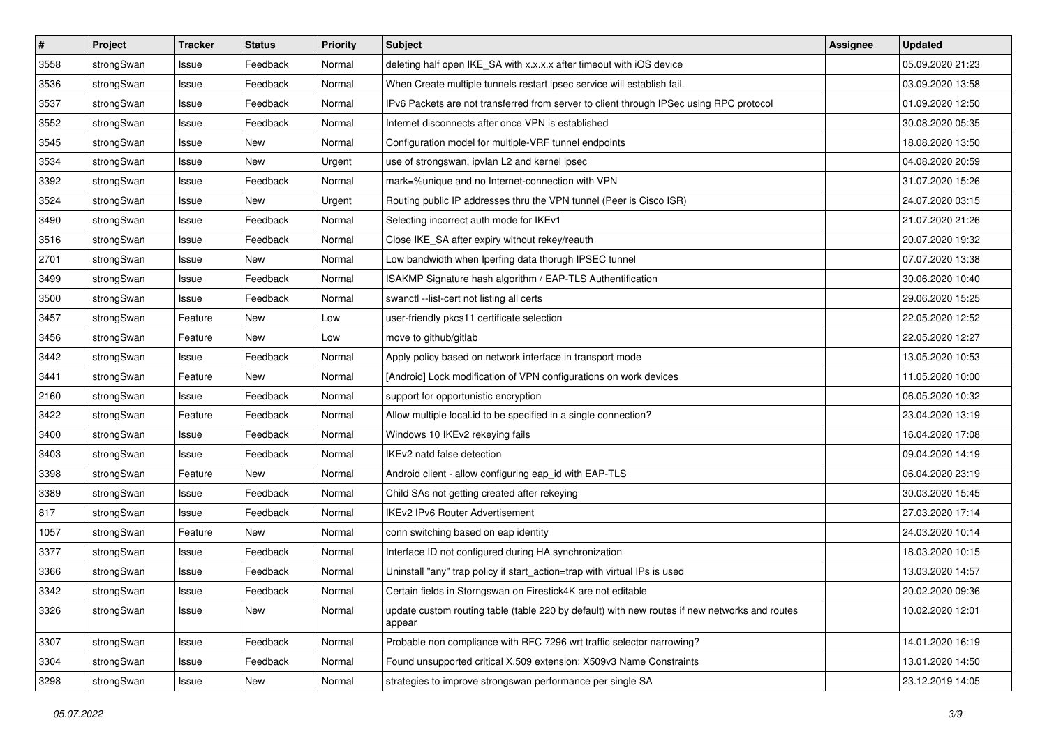| # | Project | Tracker | Status | Priority | Subject | Assignee | Updated |
|---|---|---|---|---|---|---|---|
| 3558 | strongSwan | Issue | Feedback | Normal | deleting half open IKE_SA with x.x.x.x after timeout with iOS device | | 05.09.2020 21:23 |
| 3536 | strongSwan | Issue | Feedback | Normal | When Create multiple tunnels restart ipsec service will establish fail. | | 03.09.2020 13:58 |
| 3537 | strongSwan | Issue | Feedback | Normal | IPv6 Packets are not transferred from server to client through IPSec using RPC protocol | | 01.09.2020 12:50 |
| 3552 | strongSwan | Issue | Feedback | Normal | Internet disconnects after once VPN is established | | 30.08.2020 05:35 |
| 3545 | strongSwan | Issue | New | Normal | Configuration model for multiple-VRF tunnel endpoints | | 18.08.2020 13:50 |
| 3534 | strongSwan | Issue | New | Urgent | use of strongswan, ipvlan L2 and kernel ipsec | | 04.08.2020 20:59 |
| 3392 | strongSwan | Issue | Feedback | Normal | mark=%unique and no Internet-connection with VPN | | 31.07.2020 15:26 |
| 3524 | strongSwan | Issue | New | Urgent | Routing public IP addresses thru the VPN tunnel (Peer is Cisco ISR) | | 24.07.2020 03:15 |
| 3490 | strongSwan | Issue | Feedback | Normal | Selecting incorrect auth mode for IKEv1 | | 21.07.2020 21:26 |
| 3516 | strongSwan | Issue | Feedback | Normal | Close IKE_SA after expiry without rekey/reauth | | 20.07.2020 19:32 |
| 2701 | strongSwan | Issue | New | Normal | Low bandwidth when Iperfing data thorugh IPSEC tunnel | | 07.07.2020 13:38 |
| 3499 | strongSwan | Issue | Feedback | Normal | ISAKMP Signature hash algorithm / EAP-TLS Authentification | | 30.06.2020 10:40 |
| 3500 | strongSwan | Issue | Feedback | Normal | swanctl --list-cert not listing all certs | | 29.06.2020 15:25 |
| 3457 | strongSwan | Feature | New | Low | user-friendly pkcs11 certificate selection | | 22.05.2020 12:52 |
| 3456 | strongSwan | Feature | New | Low | move to github/gitlab | | 22.05.2020 12:27 |
| 3442 | strongSwan | Issue | Feedback | Normal | Apply policy based on network interface in transport mode | | 13.05.2020 10:53 |
| 3441 | strongSwan | Feature | New | Normal | [Android] Lock modification of VPN configurations on work devices | | 11.05.2020 10:00 |
| 2160 | strongSwan | Issue | Feedback | Normal | support for opportunistic encryption | | 06.05.2020 10:32 |
| 3422 | strongSwan | Feature | Feedback | Normal | Allow multiple local.id to be specified in a single connection? | | 23.04.2020 13:19 |
| 3400 | strongSwan | Issue | Feedback | Normal | Windows 10 IKEv2 rekeying fails | | 16.04.2020 17:08 |
| 3403 | strongSwan | Issue | Feedback | Normal | IKEv2 natd false detection | | 09.04.2020 14:19 |
| 3398 | strongSwan | Feature | New | Normal | Android client - allow configuring eap_id with EAP-TLS | | 06.04.2020 23:19 |
| 3389 | strongSwan | Issue | Feedback | Normal | Child SAs not getting created after rekeying | | 30.03.2020 15:45 |
| 817 | strongSwan | Issue | Feedback | Normal | IKEv2 IPv6 Router Advertisement | | 27.03.2020 17:14 |
| 1057 | strongSwan | Feature | New | Normal | conn switching based on eap identity | | 24.03.2020 10:14 |
| 3377 | strongSwan | Issue | Feedback | Normal | Interface ID not configured during HA synchronization | | 18.03.2020 10:15 |
| 3366 | strongSwan | Issue | Feedback | Normal | Uninstall "any" trap policy if start_action=trap with virtual IPs is used | | 13.03.2020 14:57 |
| 3342 | strongSwan | Issue | Feedback | Normal | Certain fields in Storngswan on Firestick4K are not editable | | 20.02.2020 09:36 |
| 3326 | strongSwan | Issue | New | Normal | update custom routing table (table 220 by default) with new routes if new networks and routes appear | | 10.02.2020 12:01 |
| 3307 | strongSwan | Issue | Feedback | Normal | Probable non compliance with RFC 7296 wrt traffic selector narrowing? | | 14.01.2020 16:19 |
| 3304 | strongSwan | Issue | Feedback | Normal | Found unsupported critical X.509 extension: X509v3 Name Constraints | | 13.01.2020 14:50 |
| 3298 | strongSwan | Issue | New | Normal | strategies to improve strongswan performance per single SA | | 23.12.2019 14:05 |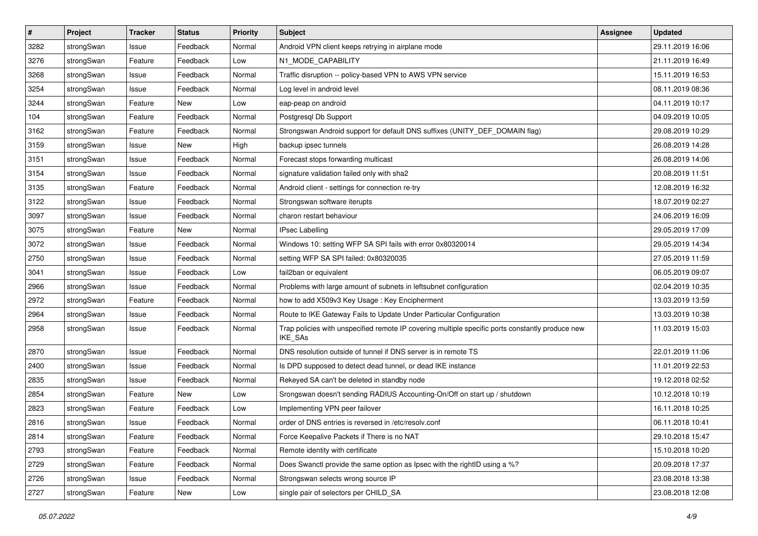| # | Project | Tracker | Status | Priority | Subject | Assignee | Updated |
|---|---|---|---|---|---|---|---|
| 3282 | strongSwan | Issue | Feedback | Normal | Android VPN client keeps retrying in airplane mode | | 29.11.2019 16:06 |
| 3276 | strongSwan | Feature | Feedback | Low | N1_MODE_CAPABILITY | | 21.11.2019 16:49 |
| 3268 | strongSwan | Issue | Feedback | Normal | Traffic disruption -- policy-based VPN to AWS VPN service | | 15.11.2019 16:53 |
| 3254 | strongSwan | Issue | Feedback | Normal | Log level in android level | | 08.11.2019 08:36 |
| 3244 | strongSwan | Feature | New | Low | eap-peap on android | | 04.11.2019 10:17 |
| 104 | strongSwan | Feature | Feedback | Normal | Postgresql Db Support | | 04.09.2019 10:05 |
| 3162 | strongSwan | Feature | Feedback | Normal | Strongswan Android support for default DNS suffixes (UNITY_DEF_DOMAIN flag) | | 29.08.2019 10:29 |
| 3159 | strongSwan | Issue | New | High | backup ipsec tunnels | | 26.08.2019 14:28 |
| 3151 | strongSwan | Issue | Feedback | Normal | Forecast stops forwarding multicast | | 26.08.2019 14:06 |
| 3154 | strongSwan | Issue | Feedback | Normal | signature validation failed only with sha2 | | 20.08.2019 11:51 |
| 3135 | strongSwan | Feature | Feedback | Normal | Android client - settings for connection re-try | | 12.08.2019 16:32 |
| 3122 | strongSwan | Issue | Feedback | Normal | Strongswan software iterupts | | 18.07.2019 02:27 |
| 3097 | strongSwan | Issue | Feedback | Normal | charon restart behaviour | | 24.06.2019 16:09 |
| 3075 | strongSwan | Feature | New | Normal | IPsec Labelling | | 29.05.2019 17:09 |
| 3072 | strongSwan | Issue | Feedback | Normal | Windows 10: setting WFP SA SPI fails with error 0x80320014 | | 29.05.2019 14:34 |
| 2750 | strongSwan | Issue | Feedback | Normal | setting WFP SA SPI failed: 0x80320035 | | 27.05.2019 11:59 |
| 3041 | strongSwan | Issue | Feedback | Low | fail2ban or equivalent | | 06.05.2019 09:07 |
| 2966 | strongSwan | Issue | Feedback | Normal | Problems with large amount of subnets in leftsubnet configuration | | 02.04.2019 10:35 |
| 2972 | strongSwan | Feature | Feedback | Normal | how to add X509v3 Key Usage : Key Encipherment | | 13.03.2019 13:59 |
| 2964 | strongSwan | Issue | Feedback | Normal | Route to IKE Gateway Fails to Update Under Particular Configuration | | 13.03.2019 10:38 |
| 2958 | strongSwan | Issue | Feedback | Normal | Trap policies with unspecified remote IP covering multiple specific ports constantly produce new IKE_SAs | | 11.03.2019 15:03 |
| 2870 | strongSwan | Issue | Feedback | Normal | DNS resolution outside of tunnel if DNS server is in remote TS | | 22.01.2019 11:06 |
| 2400 | strongSwan | Issue | Feedback | Normal | Is DPD supposed to detect dead tunnel, or dead IKE instance | | 11.01.2019 22:53 |
| 2835 | strongSwan | Issue | Feedback | Normal | Rekeyed SA can't be deleted in standby node | | 19.12.2018 02:52 |
| 2854 | strongSwan | Feature | New | Low | Srongswan doesn't sending RADIUS Accounting-On/Off on start up / shutdown | | 10.12.2018 10:19 |
| 2823 | strongSwan | Feature | Feedback | Low | Implementing VPN peer failover | | 16.11.2018 10:25 |
| 2816 | strongSwan | Issue | Feedback | Normal | order of DNS entries is reversed in /etc/resolv.conf | | 06.11.2018 10:41 |
| 2814 | strongSwan | Feature | Feedback | Normal | Force Keepalive Packets if There is no NAT | | 29.10.2018 15:47 |
| 2793 | strongSwan | Feature | Feedback | Normal | Remote identity with certificate | | 15.10.2018 10:20 |
| 2729 | strongSwan | Feature | Feedback | Normal | Does Swanctl provide the same option as Ipsec with the rightID using a %? | | 20.09.2018 17:37 |
| 2726 | strongSwan | Issue | Feedback | Normal | Strongswan selects wrong source IP | | 23.08.2018 13:38 |
| 2727 | strongSwan | Feature | New | Low | single pair of selectors per CHILD_SA | | 23.08.2018 12:08 |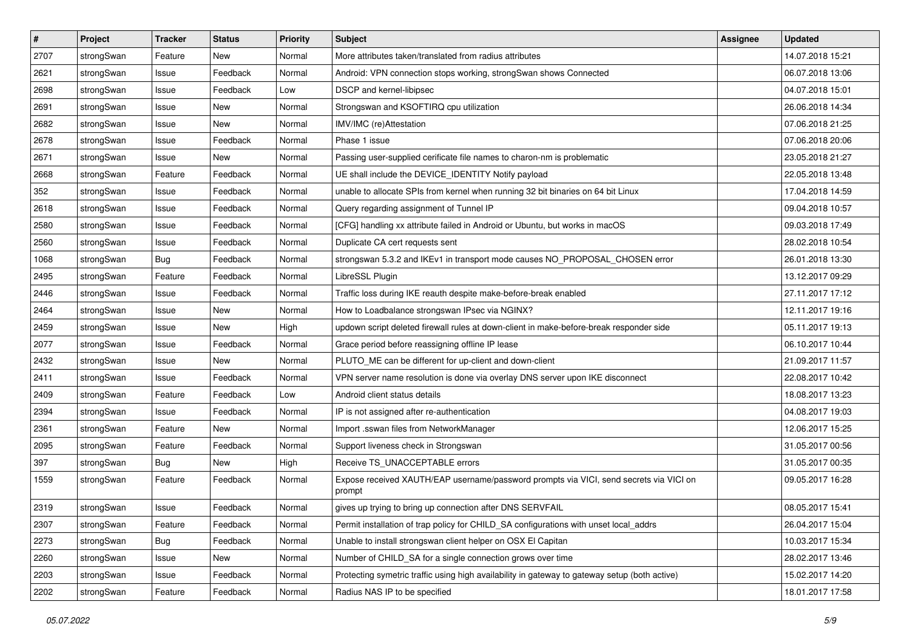| # | Project | Tracker | Status | Priority | Subject | Assignee | Updated |
|---|---|---|---|---|---|---|---|
| 2707 | strongSwan | Feature | New | Normal | More attributes taken/translated from radius attributes | | 14.07.2018 15:21 |
| 2621 | strongSwan | Issue | Feedback | Normal | Android: VPN connection stops working, strongSwan shows Connected | | 06.07.2018 13:06 |
| 2698 | strongSwan | Issue | Feedback | Low | DSCP and kernel-libipsec | | 04.07.2018 15:01 |
| 2691 | strongSwan | Issue | New | Normal | Strongswan and KSOFTIRQ cpu utilization | | 26.06.2018 14:34 |
| 2682 | strongSwan | Issue | New | Normal | IMV/IMC (re)Attestation | | 07.06.2018 21:25 |
| 2678 | strongSwan | Issue | Feedback | Normal | Phase 1 issue | | 07.06.2018 20:06 |
| 2671 | strongSwan | Issue | New | Normal | Passing user-supplied cerificate file names to charon-nm is problematic | | 23.05.2018 21:27 |
| 2668 | strongSwan | Feature | Feedback | Normal | UE shall include the DEVICE_IDENTITY Notify payload | | 22.05.2018 13:48 |
| 352 | strongSwan | Issue | Feedback | Normal | unable to allocate SPIs from kernel when running 32 bit binaries on 64 bit Linux | | 17.04.2018 14:59 |
| 2618 | strongSwan | Issue | Feedback | Normal | Query regarding assignment of Tunnel IP | | 09.04.2018 10:57 |
| 2580 | strongSwan | Issue | Feedback | Normal | [CFG] handling xx attribute failed in Android or Ubuntu, but works in macOS | | 09.03.2018 17:49 |
| 2560 | strongSwan | Issue | Feedback | Normal | Duplicate CA cert requests sent | | 28.02.2018 10:54 |
| 1068 | strongSwan | Bug | Feedback | Normal | strongswan 5.3.2 and IKEv1 in transport mode causes NO_PROPOSAL_CHOSEN error | | 26.01.2018 13:30 |
| 2495 | strongSwan | Feature | Feedback | Normal | LibreSSL Plugin | | 13.12.2017 09:29 |
| 2446 | strongSwan | Issue | Feedback | Normal | Traffic loss during IKE reauth despite make-before-break enabled | | 27.11.2017 17:12 |
| 2464 | strongSwan | Issue | New | Normal | How to Loadbalance strongswan IPsec via NGINX? | | 12.11.2017 19:16 |
| 2459 | strongSwan | Issue | New | High | updown script deleted firewall rules at down-client in make-before-break responder side | | 05.11.2017 19:13 |
| 2077 | strongSwan | Issue | Feedback | Normal | Grace period before reassigning offline IP lease | | 06.10.2017 10:44 |
| 2432 | strongSwan | Issue | New | Normal | PLUTO_ME can be different for up-client and down-client | | 21.09.2017 11:57 |
| 2411 | strongSwan | Issue | Feedback | Normal | VPN server name resolution is done via overlay DNS server upon IKE disconnect | | 22.08.2017 10:42 |
| 2409 | strongSwan | Feature | Feedback | Low | Android client status details | | 18.08.2017 13:23 |
| 2394 | strongSwan | Issue | Feedback | Normal | IP is not assigned after re-authentication | | 04.08.2017 19:03 |
| 2361 | strongSwan | Feature | New | Normal | Import .sswan files from NetworkManager | | 12.06.2017 15:25 |
| 2095 | strongSwan | Feature | Feedback | Normal | Support liveness check in Strongswan | | 31.05.2017 00:56 |
| 397 | strongSwan | Bug | New | High | Receive TS_UNACCEPTABLE errors | | 31.05.2017 00:35 |
| 1559 | strongSwan | Feature | Feedback | Normal | Expose received XAUTH/EAP username/password prompts via VICI, send secrets via VICI on prompt | | 09.05.2017 16:28 |
| 2319 | strongSwan | Issue | Feedback | Normal | gives up trying to bring up connection after DNS SERVFAIL | | 08.05.2017 15:41 |
| 2307 | strongSwan | Feature | Feedback | Normal | Permit installation of trap policy for CHILD_SA configurations with unset local_addrs | | 26.04.2017 15:04 |
| 2273 | strongSwan | Bug | Feedback | Normal | Unable to install strongswan client helper on OSX El Capitan | | 10.03.2017 15:34 |
| 2260 | strongSwan | Issue | New | Normal | Number of CHILD_SA for a single connection grows over time | | 28.02.2017 13:46 |
| 2203 | strongSwan | Issue | Feedback | Normal | Protecting symetric traffic using high availability in gateway to gateway setup (both active) | | 15.02.2017 14:20 |
| 2202 | strongSwan | Feature | Feedback | Normal | Radius NAS IP to be specified | | 18.01.2017 17:58 |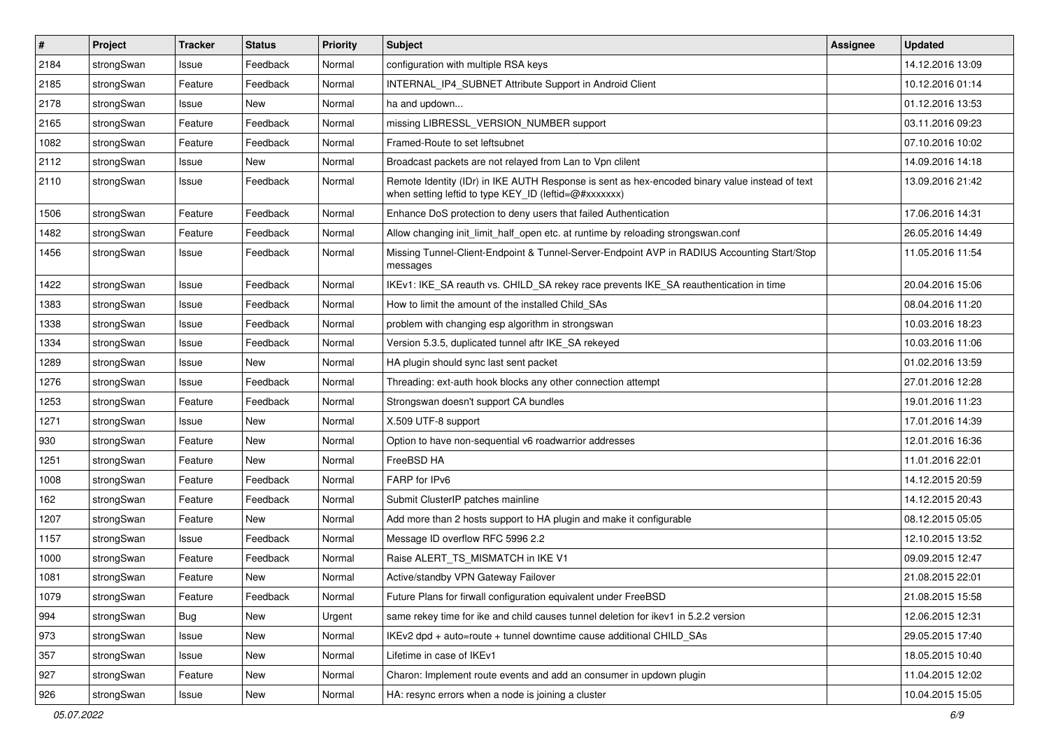| # | Project | Tracker | Status | Priority | Subject | Assignee | Updated |
|---|---|---|---|---|---|---|---|
| 2184 | strongSwan | Issue | Feedback | Normal | configuration with multiple RSA keys | | 14.12.2016 13:09 |
| 2185 | strongSwan | Feature | Feedback | Normal | INTERNAL_IP4_SUBNET Attribute Support in Android Client | | 10.12.2016 01:14 |
| 2178 | strongSwan | Issue | New | Normal | ha and updown... | | 01.12.2016 13:53 |
| 2165 | strongSwan | Feature | Feedback | Normal | missing LIBRESSL_VERSION_NUMBER support | | 03.11.2016 09:23 |
| 1082 | strongSwan | Feature | Feedback | Normal | Framed-Route to set leftsubnet | | 07.10.2016 10:02 |
| 2112 | strongSwan | Issue | New | Normal | Broadcast packets are not relayed from Lan to Vpn clilent | | 14.09.2016 14:18 |
| 2110 | strongSwan | Issue | Feedback | Normal | Remote Identity (IDr) in IKE AUTH Response is sent as hex-encoded binary value instead of text when setting leftid to type KEY_ID (leftid=@#xxxxxxx) | | 13.09.2016 21:42 |
| 1506 | strongSwan | Feature | Feedback | Normal | Enhance DoS protection to deny users that failed Authentication | | 17.06.2016 14:31 |
| 1482 | strongSwan | Feature | Feedback | Normal | Allow changing init_limit_half_open etc. at runtime by reloading strongswan.conf | | 26.05.2016 14:49 |
| 1456 | strongSwan | Issue | Feedback | Normal | Missing Tunnel-Client-Endpoint & Tunnel-Server-Endpoint AVP in RADIUS Accounting Start/Stop messages | | 11.05.2016 11:54 |
| 1422 | strongSwan | Issue | Feedback | Normal | IKEv1: IKE_SA reauth vs. CHILD_SA rekey race prevents IKE_SA reauthentication in time | | 20.04.2016 15:06 |
| 1383 | strongSwan | Issue | Feedback | Normal | How to limit the amount of the installed Child_SAs | | 08.04.2016 11:20 |
| 1338 | strongSwan | Issue | Feedback | Normal | problem with changing esp algorithm in strongswan | | 10.03.2016 18:23 |
| 1334 | strongSwan | Issue | Feedback | Normal | Version 5.3.5, duplicated tunnel aftr IKE_SA rekeyed | | 10.03.2016 11:06 |
| 1289 | strongSwan | Issue | New | Normal | HA plugin should sync last sent packet | | 01.02.2016 13:59 |
| 1276 | strongSwan | Issue | Feedback | Normal | Threading: ext-auth hook blocks any other connection attempt | | 27.01.2016 12:28 |
| 1253 | strongSwan | Feature | Feedback | Normal | Strongswan doesn't support CA bundles | | 19.01.2016 11:23 |
| 1271 | strongSwan | Issue | New | Normal | X.509 UTF-8 support | | 17.01.2016 14:39 |
| 930 | strongSwan | Feature | New | Normal | Option to have non-sequential v6 roadwarrior addresses | | 12.01.2016 16:36 |
| 1251 | strongSwan | Feature | New | Normal | FreeBSD HA | | 11.01.2016 22:01 |
| 1008 | strongSwan | Feature | Feedback | Normal | FARP for IPv6 | | 14.12.2015 20:59 |
| 162 | strongSwan | Feature | Feedback | Normal | Submit ClusterIP patches mainline | | 14.12.2015 20:43 |
| 1207 | strongSwan | Feature | New | Normal | Add more than 2 hosts support to HA plugin and make it configurable | | 08.12.2015 05:05 |
| 1157 | strongSwan | Issue | Feedback | Normal | Message ID overflow RFC 5996 2.2 | | 12.10.2015 13:52 |
| 1000 | strongSwan | Feature | Feedback | Normal | Raise ALERT_TS_MISMATCH in IKE V1 | | 09.09.2015 12:47 |
| 1081 | strongSwan | Feature | New | Normal | Active/standby VPN Gateway Failover | | 21.08.2015 22:01 |
| 1079 | strongSwan | Feature | Feedback | Normal | Future Plans for firwall configuration equivalent under FreeBSD | | 21.08.2015 15:58 |
| 994 | strongSwan | Bug | New | Urgent | same rekey time for ike and child causes tunnel deletion for ikev1 in 5.2.2 version | | 12.06.2015 12:31 |
| 973 | strongSwan | Issue | New | Normal | IKEv2 dpd + auto=route + tunnel downtime cause additional CHILD_SAs | | 29.05.2015 17:40 |
| 357 | strongSwan | Issue | New | Normal | Lifetime in case of IKEv1 | | 18.05.2015 10:40 |
| 927 | strongSwan | Feature | New | Normal | Charon: Implement route events and add an consumer in updown plugin | | 11.04.2015 12:02 |
| 926 | strongSwan | Issue | New | Normal | HA: resync errors when a node is joining a cluster | | 10.04.2015 15:05 |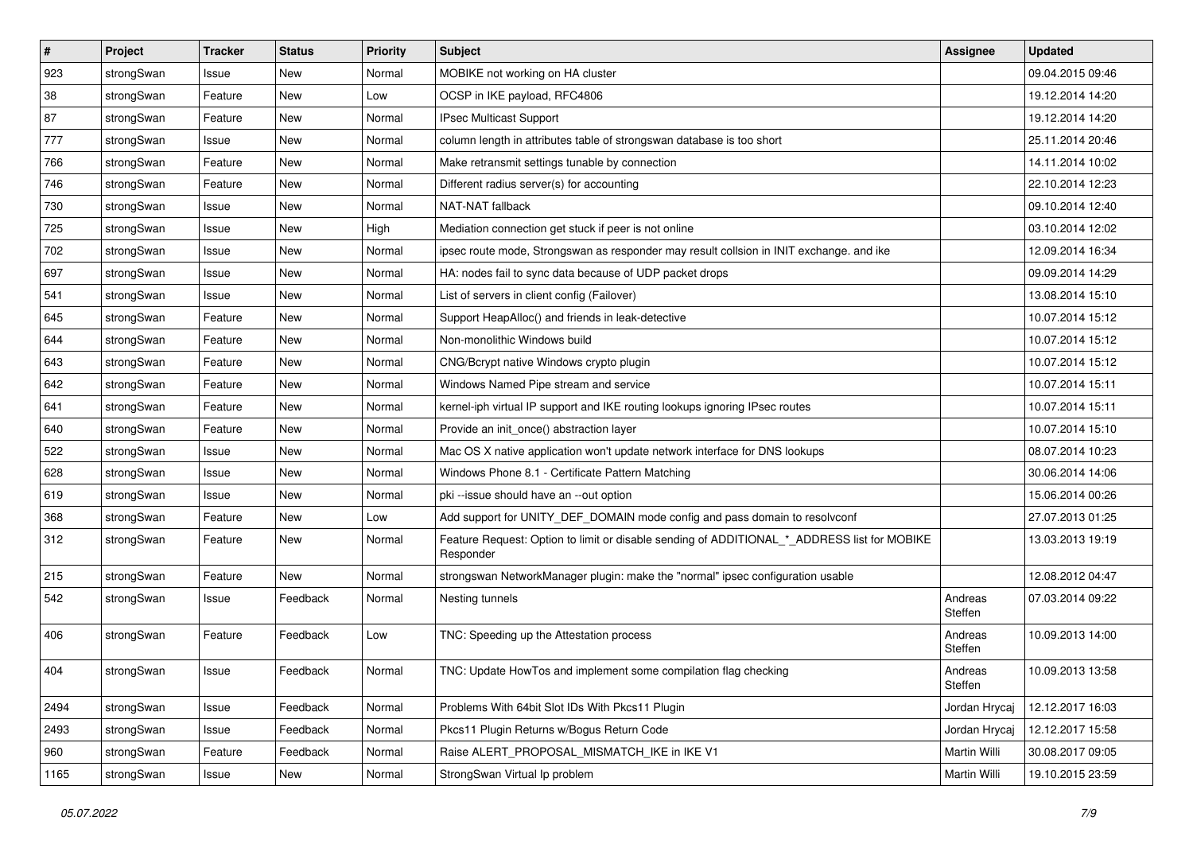| # | Project | Tracker | Status | Priority | Subject | Assignee | Updated |
|---|---|---|---|---|---|---|---|
| 923 | strongSwan | Issue | New | Normal | MOBIKE not working on HA cluster | | 09.04.2015 09:46 |
| 38 | strongSwan | Feature | New | Low | OCSP in IKE payload, RFC4806 | | 19.12.2014 14:20 |
| 87 | strongSwan | Feature | New | Normal | IPsec Multicast Support | | 19.12.2014 14:20 |
| 777 | strongSwan | Issue | New | Normal | column length in attributes table of strongswan database is too short | | 25.11.2014 20:46 |
| 766 | strongSwan | Feature | New | Normal | Make retransmit settings tunable by connection | | 14.11.2014 10:02 |
| 746 | strongSwan | Feature | New | Normal | Different radius server(s) for accounting | | 22.10.2014 12:23 |
| 730 | strongSwan | Issue | New | Normal | NAT-NAT fallback | | 09.10.2014 12:40 |
| 725 | strongSwan | Issue | New | High | Mediation connection get stuck if peer is not online | | 03.10.2014 12:02 |
| 702 | strongSwan | Issue | New | Normal | ipsec route mode, Strongswan as responder may result collsion in INIT exchange. and ike | | 12.09.2014 16:34 |
| 697 | strongSwan | Issue | New | Normal | HA: nodes fail to sync data because of UDP packet drops | | 09.09.2014 14:29 |
| 541 | strongSwan | Issue | New | Normal | List of servers in client config (Failover) | | 13.08.2014 15:10 |
| 645 | strongSwan | Feature | New | Normal | Support HeapAlloc() and friends in leak-detective | | 10.07.2014 15:12 |
| 644 | strongSwan | Feature | New | Normal | Non-monolithic Windows build | | 10.07.2014 15:12 |
| 643 | strongSwan | Feature | New | Normal | CNG/Bcrypt native Windows crypto plugin | | 10.07.2014 15:12 |
| 642 | strongSwan | Feature | New | Normal | Windows Named Pipe stream and service | | 10.07.2014 15:11 |
| 641 | strongSwan | Feature | New | Normal | kernel-iph virtual IP support and IKE routing lookups ignoring IPsec routes | | 10.07.2014 15:11 |
| 640 | strongSwan | Feature | New | Normal | Provide an init_once() abstraction layer | | 10.07.2014 15:10 |
| 522 | strongSwan | Issue | New | Normal | Mac OS X native application won't update network interface for DNS lookups | | 08.07.2014 10:23 |
| 628 | strongSwan | Issue | New | Normal | Windows Phone 8.1 - Certificate Pattern Matching | | 30.06.2014 14:06 |
| 619 | strongSwan | Issue | New | Normal | pki --issue should have an --out option | | 15.06.2014 00:26 |
| 368 | strongSwan | Feature | New | Low | Add support for UNITY_DEF_DOMAIN mode config and pass domain to resolvconf | | 27.07.2013 01:25 |
| 312 | strongSwan | Feature | New | Normal | Feature Request: Option to limit or disable sending of ADDITIONAL_*_ADDRESS list for MOBIKE Responder | | 13.03.2013 19:19 |
| 215 | strongSwan | Feature | New | Normal | strongswan NetworkManager plugin: make the "normal" ipsec configuration usable | | 12.08.2012 04:47 |
| 542 | strongSwan | Issue | Feedback | Normal | Nesting tunnels | Andreas Steffen | 07.03.2014 09:22 |
| 406 | strongSwan | Feature | Feedback | Low | TNC: Speeding up the Attestation process | Andreas Steffen | 10.09.2013 14:00 |
| 404 | strongSwan | Issue | Feedback | Normal | TNC: Update HowTos and implement some compilation flag checking | Andreas Steffen | 10.09.2013 13:58 |
| 2494 | strongSwan | Issue | Feedback | Normal | Problems With 64bit Slot IDs With Pkcs11 Plugin | Jordan Hrycaj | 12.12.2017 16:03 |
| 2493 | strongSwan | Issue | Feedback | Normal | Pkcs11 Plugin Returns w/Bogus Return Code | Jordan Hrycaj | 12.12.2017 15:58 |
| 960 | strongSwan | Feature | Feedback | Normal | Raise ALERT_PROPOSAL_MISMATCH_IKE in IKE V1 | Martin Willi | 30.08.2017 09:05 |
| 1165 | strongSwan | Issue | New | Normal | StrongSwan Virtual Ip problem | Martin Willi | 19.10.2015 23:59 |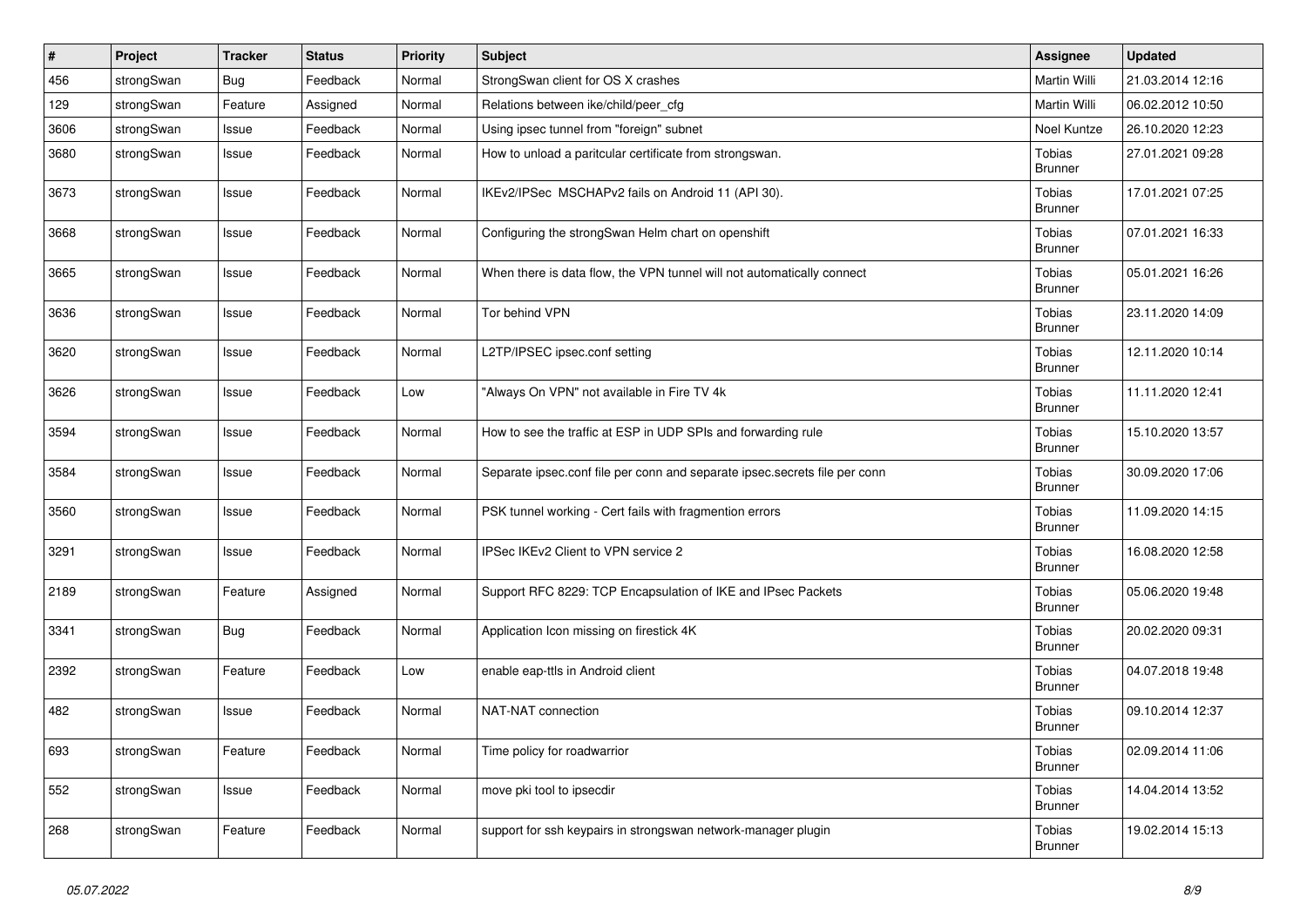| # | Project | Tracker | Status | Priority | Subject | Assignee | Updated |
|---|---|---|---|---|---|---|---|
| 456 | strongSwan | Bug | Feedback | Normal | StrongSwan client for OS X crashes | Martin Willi | 21.03.2014 12:16 |
| 129 | strongSwan | Feature | Assigned | Normal | Relations between ike/child/peer_cfg | Martin Willi | 06.02.2012 10:50 |
| 3606 | strongSwan | Issue | Feedback | Normal | Using ipsec tunnel from "foreign" subnet | Noel Kuntze | 26.10.2020 12:23 |
| 3680 | strongSwan | Issue | Feedback | Normal | How to unload a paritcular certificate from strongswan. | Tobias Brunner | 27.01.2021 09:28 |
| 3673 | strongSwan | Issue | Feedback | Normal | IKEv2/IPSec MSCHAPv2 fails on Android 11 (API 30). | Tobias Brunner | 17.01.2021 07:25 |
| 3668 | strongSwan | Issue | Feedback | Normal | Configuring the strongSwan Helm chart on openshift | Tobias Brunner | 07.01.2021 16:33 |
| 3665 | strongSwan | Issue | Feedback | Normal | When there is data flow, the VPN tunnel will not automatically connect | Tobias Brunner | 05.01.2021 16:26 |
| 3636 | strongSwan | Issue | Feedback | Normal | Tor behind VPN | Tobias Brunner | 23.11.2020 14:09 |
| 3620 | strongSwan | Issue | Feedback | Normal | L2TP/IPSEC ipsec.conf setting | Tobias Brunner | 12.11.2020 10:14 |
| 3626 | strongSwan | Issue | Feedback | Low | "Always On VPN" not available in Fire TV 4k | Tobias Brunner | 11.11.2020 12:41 |
| 3594 | strongSwan | Issue | Feedback | Normal | How to see the traffic at ESP in UDP SPIs and forwarding rule | Tobias Brunner | 15.10.2020 13:57 |
| 3584 | strongSwan | Issue | Feedback | Normal | Separate ipsec.conf file per conn and separate ipsec.secrets file per conn | Tobias Brunner | 30.09.2020 17:06 |
| 3560 | strongSwan | Issue | Feedback | Normal | PSK tunnel working - Cert fails with fragmention errors | Tobias Brunner | 11.09.2020 14:15 |
| 3291 | strongSwan | Issue | Feedback | Normal | IPSec IKEv2 Client to VPN service 2 | Tobias Brunner | 16.08.2020 12:58 |
| 2189 | strongSwan | Feature | Assigned | Normal | Support RFC 8229: TCP Encapsulation of IKE and IPsec Packets | Tobias Brunner | 05.06.2020 19:48 |
| 3341 | strongSwan | Bug | Feedback | Normal | Application Icon missing on firestick 4K | Tobias Brunner | 20.02.2020 09:31 |
| 2392 | strongSwan | Feature | Feedback | Low | enable eap-ttls in Android client | Tobias Brunner | 04.07.2018 19:48 |
| 482 | strongSwan | Issue | Feedback | Normal | NAT-NAT connection | Tobias Brunner | 09.10.2014 12:37 |
| 693 | strongSwan | Feature | Feedback | Normal | Time policy for roadwarrior | Tobias Brunner | 02.09.2014 11:06 |
| 552 | strongSwan | Issue | Feedback | Normal | move pki tool to ipsecdir | Tobias Brunner | 14.04.2014 13:52 |
| 268 | strongSwan | Feature | Feedback | Normal | support for ssh keypairs in strongswan network-manager plugin | Tobias Brunner | 19.02.2014 15:13 |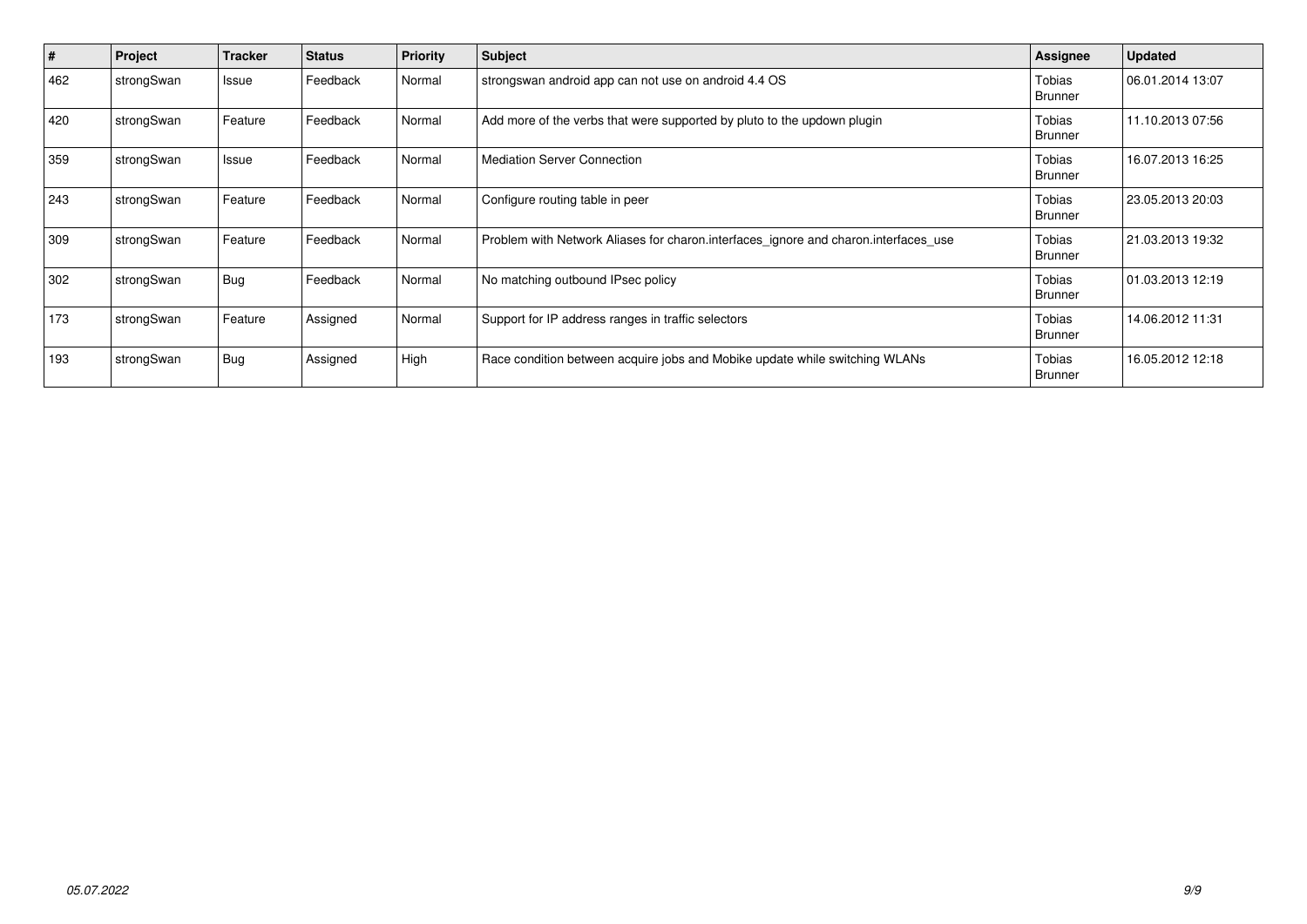| # | Project | Tracker | Status | Priority | Subject | Assignee | Updated |
|---|---|---|---|---|---|---|---|
| 462 | strongSwan | Issue | Feedback | Normal | strongswan android app can not use on android 4.4 OS | Tobias Brunner | 06.01.2014 13:07 |
| 420 | strongSwan | Feature | Feedback | Normal | Add more of the verbs that were supported by pluto to the updown plugin | Tobias Brunner | 11.10.2013 07:56 |
| 359 | strongSwan | Issue | Feedback | Normal | Mediation Server Connection | Tobias Brunner | 16.07.2013 16:25 |
| 243 | strongSwan | Feature | Feedback | Normal | Configure routing table in peer | Tobias Brunner | 23.05.2013 20:03 |
| 309 | strongSwan | Feature | Feedback | Normal | Problem with Network Aliases for charon.interfaces_ignore and charon.interfaces_use | Tobias Brunner | 21.03.2013 19:32 |
| 302 | strongSwan | Bug | Feedback | Normal | No matching outbound IPsec policy | Tobias Brunner | 01.03.2013 12:19 |
| 173 | strongSwan | Feature | Assigned | Normal | Support for IP address ranges in traffic selectors | Tobias Brunner | 14.06.2012 11:31 |
| 193 | strongSwan | Bug | Assigned | High | Race condition between acquire jobs and Mobike update while switching WLANs | Tobias Brunner | 16.05.2012 12:18 |